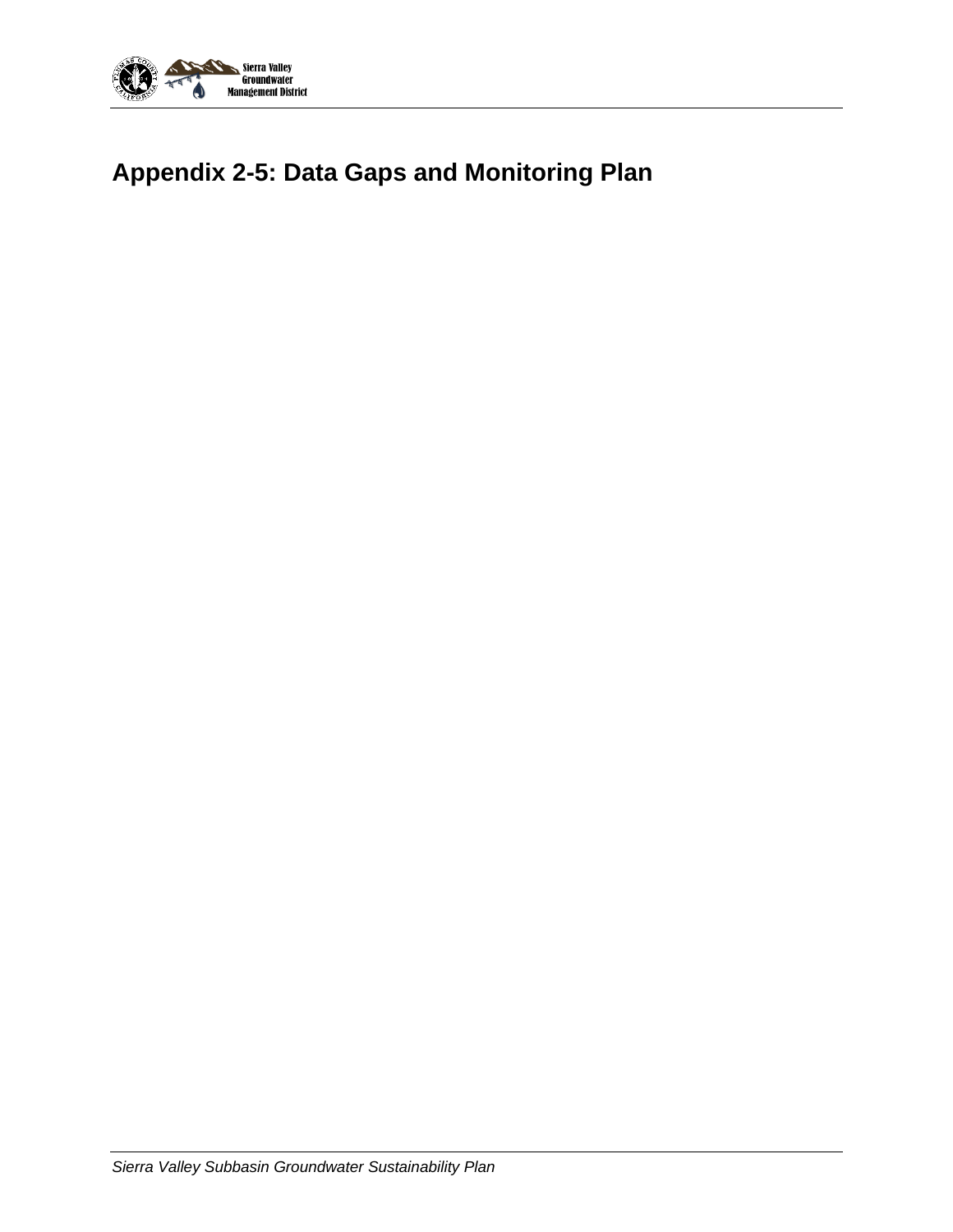# Appendix 2-5: Data Gaps and Monitoring Plan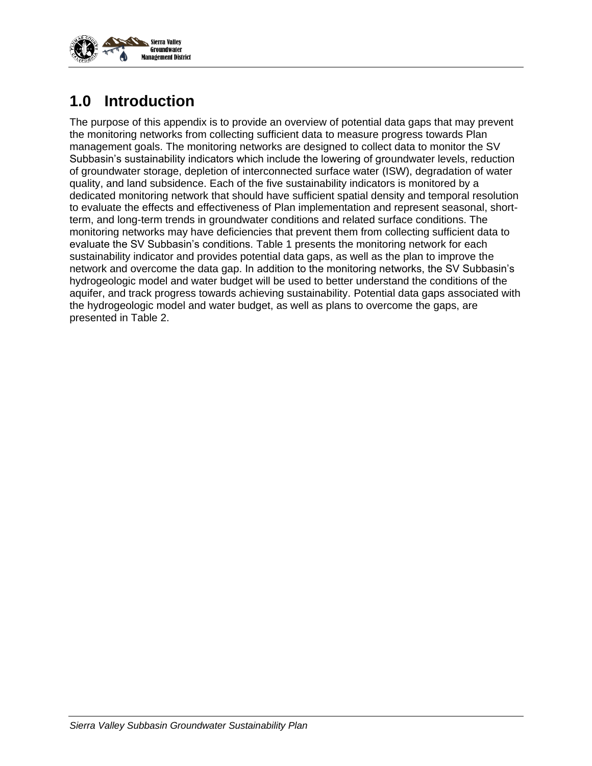# 1.0 Introduction

The purpose of this appendix is to provide an overview of potential data gaps that may prevent the monitoring networks from collecting sufficient data to measure progress towards Plan management goals. The monitoring networks are designed to collect data to monitor the SV Subbasin's sustainability indicators which include the lowering of groundwater levels, reduction of groundwater storage, depletion of interconnected surface water (ISW), degradation of water quality, and land subsidence. Each of the five sustainability indicators is monitored by a dedicated monitoring network that should have sufficient spatial density and temporal resolution to evaluate the effects and effectiveness of Plan implementation and represent seasonal, short-term, and long-term trends in groundwater conditions and related surface conditions. The monitoring networks may have deficiencies that prevent them from collecting sufficient data to evaluate the SV Subbasin's conditions. Table 1 presents the monitoring network for each sustainability indicator and provides potential data gaps, as well as the plan to improve the network and overcome the data gap. In addition to the monitoring networks, the SV Subbasin's hydrogeologic model and water budget will be used to better understand the conditions of the aquifer, and track progress towards achieving sustainability. Potential data gaps associated with the hydrogeologic model and water budget, as well as plans to overcome the gaps, are presented in Table 2.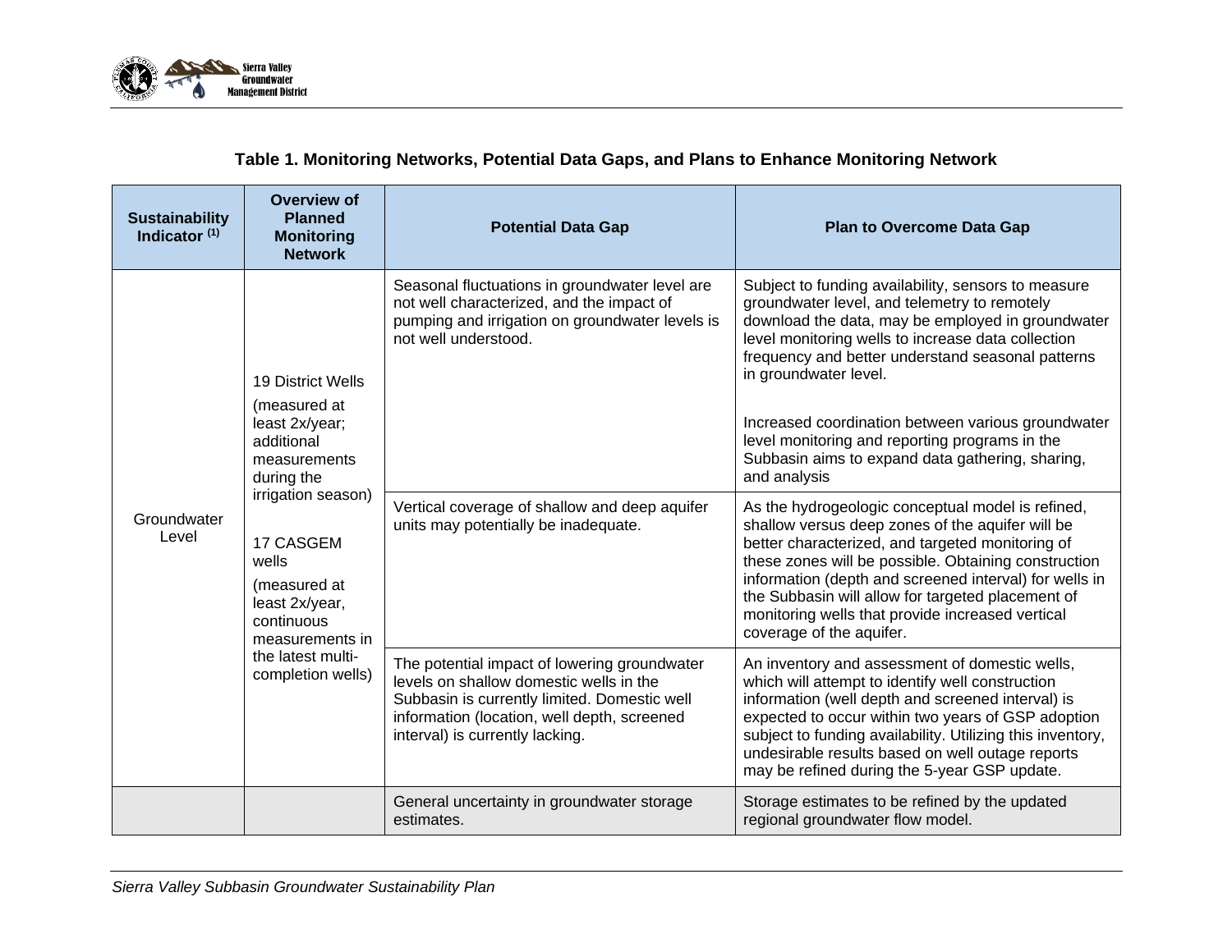**Table 1. Monitoring Networks, Potential Data Gaps, and Plans to Enhance Monitoring Network**

| Sustainability Indicator [(1)] | Overview of Planned Monitoring Network | Potential Data Gap | Plan to Overcome Data Gap |
|---|---|---|---|
| Groundwater Level | 19 District Wells (measured at least 2x/year; additional measurements during the irrigation season) 17 CASGEM wells (measured at least 2x/year, continuous measurements in the latest multi-completion wells) | Seasonal fluctuations in groundwater level are not well characterized, and the impact of pumping and irrigation on groundwater levels is not well understood. | Subject to funding availability, sensors to measure groundwater level, and telemetry to remotely download the data, may be employed in groundwater level monitoring wells to increase data collection frequency and better understand seasonal patterns in groundwater level. Increased coordination between various groundwater level monitoring and reporting programs in the Subbasin aims to expand data gathering, sharing, and analysis |
| | | Vertical coverage of shallow and deep aquifer units may potentially be inadequate. | As the hydrogeologic conceptual model is refined, shallow versus deep zones of the aquifer will be better characterized, and targeted monitoring of these zones will be possible. Obtaining construction information (depth and screened interval) for wells in the Subbasin will allow for targeted placement of monitoring wells that provide increased vertical coverage of the aquifer. |
| | | The potential impact of lowering groundwater levels on shallow domestic wells in the Subbasin is currently limited. Domestic well information (location, well depth, screened interval) is currently lacking. | An inventory and assessment of domestic wells, which will attempt to identify well construction information (well depth and screened interval) is expected to occur within two years of GSP adoption subject to funding availability. Utilizing this inventory, undesirable results based on well outage reports may be refined during the 5-year GSP update. |
| | | General uncertainty in groundwater storage estimates. | Storage estimates to be refined by the updated regional groundwater flow model. |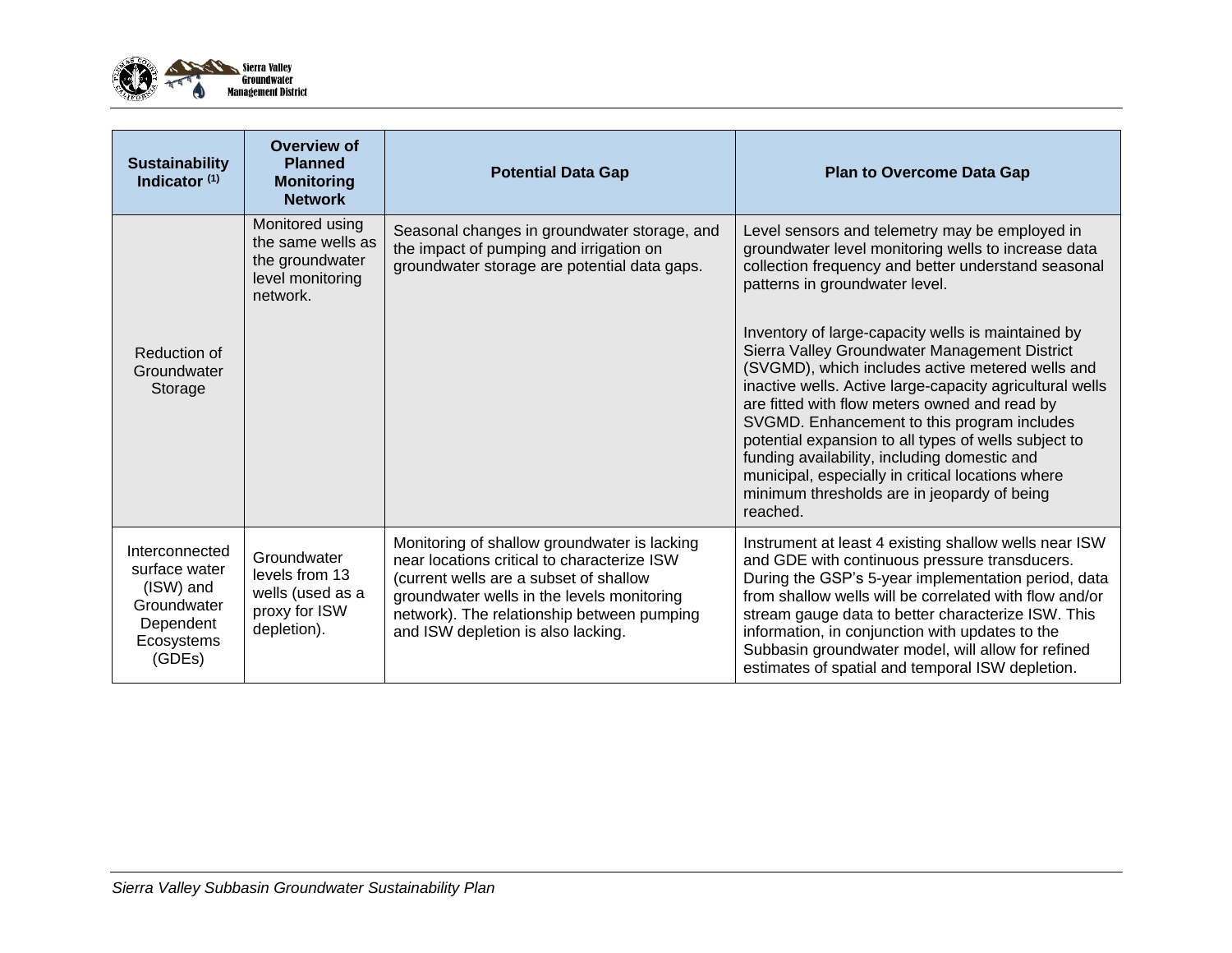| Sustainability Indicator [1] | Overview of Planned Monitoring Network | Potential Data Gap | Plan to Overcome Data Gap |
|---|---|---|---|
| Reduction of Groundwater Storage | Monitored using the same wells as the groundwater level monitoring network. | Seasonal changes in groundwater storage, and the impact of pumping and irrigation on groundwater storage are potential data gaps. | Level sensors and telemetry may be employed in groundwater level monitoring wells to increase data collection frequency and better understand seasonal patterns in groundwater level.<br><br>Inventory of large-capacity wells is maintained by Sierra Valley Groundwater Management District (SVGMD), which includes active metered wells and inactive wells. Active large-capacity agricultural wells are fitted with flow meters owned and read by SVGMD. Enhancement to this program includes potential expansion to all types of wells subject to funding availability, including domestic and municipal, especially in critical locations where minimum thresholds are in jeopardy of being reached. |
| Interconnected surface water (ISW) and Groundwater Dependent Ecosystems (GDEs) | Groundwater levels from 13 wells (used as a proxy for ISW depletion). | Monitoring of shallow groundwater is lacking near locations critical to characterize ISW (current wells are a subset of shallow groundwater wells in the levels monitoring network). The relationship between pumping and ISW depletion is also lacking. | Instrument at least 4 existing shallow wells near ISW and GDE with continuous pressure transducers. During the GSP's 5-year implementation period, data from shallow wells will be correlated with flow and/or stream gauge data to better characterize ISW. This information, in conjunction with updates to the Subbasin groundwater model, will allow for refined estimates of spatial and temporal ISW depletion. |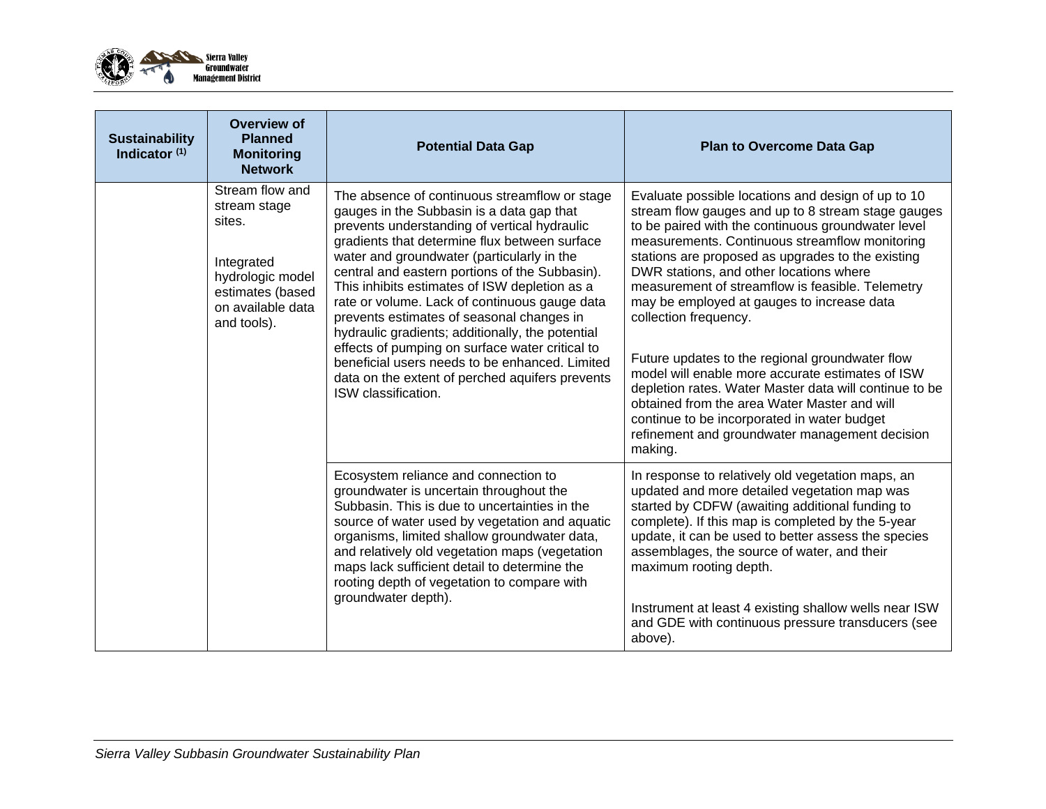| Sustainability Indicator [1] | Overview of Planned Monitoring Network | Potential Data Gap | Plan to Overcome Data Gap |
|---|---|---|---|
| | Stream flow and stream stage sites.<br><br>Integrated hydrologic model estimates (based on available data and tools). | The absence of continuous streamflow or stage gauges in the Subbasin is a data gap that prevents understanding of vertical hydraulic gradients that determine flux between surface water and groundwater (particularly in the central and eastern portions of the Subbasin). This inhibits estimates of ISW depletion as a rate or volume. Lack of continuous gauge data prevents estimates of seasonal changes in hydraulic gradients; additionally, the potential effects of pumping on surface water critical to beneficial users needs to be enhanced. Limited data on the extent of perched aquifers prevents ISW classification. | Evaluate possible locations and design of up to 10 stream flow gauges and up to 8 stream stage gauges to be paired with the continuous groundwater level measurements. Continuous streamflow monitoring stations are proposed as upgrades to the existing DWR stations, and other locations where measurement of streamflow is feasible. Telemetry may be employed at gauges to increase data collection frequency.<br><br>Future updates to the regional groundwater flow model will enable more accurate estimates of ISW depletion rates. Water Master data will continue to be obtained from the area Water Master and will continue to be incorporated in water budget refinement and groundwater management decision making. |
| | | Ecosystem reliance and connection to groundwater is uncertain throughout the Subbasin. This is due to uncertainties in the source of water used by vegetation and aquatic organisms, limited shallow groundwater data, and relatively old vegetation maps (vegetation maps lack sufficient detail to determine the rooting depth of vegetation to compare with groundwater depth). | In response to relatively old vegetation maps, an updated and more detailed vegetation map was started by CDFW (awaiting additional funding to complete). If this map is completed by the 5-year update, it can be used to better assess the species assemblages, the source of water, and their maximum rooting depth.<br><br>Instrument at least 4 existing shallow wells near ISW and GDE with continuous pressure transducers (see above). |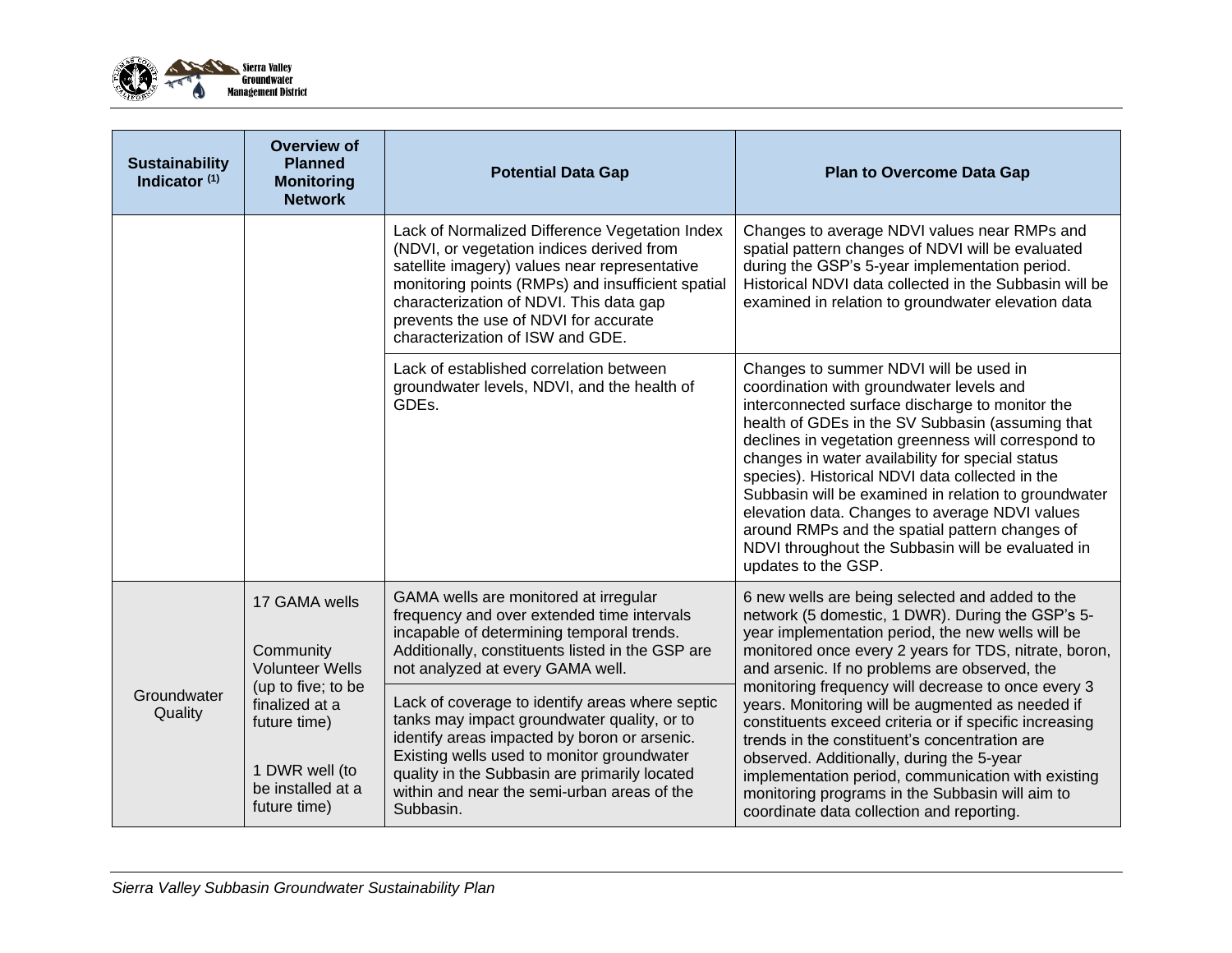| Sustainability Indicator (1) | Overview of Planned Monitoring Network | Potential Data Gap | Plan to Overcome Data Gap |
|---|---|---|---|
| | | Lack of Normalized Difference Vegetation Index (NDVI, or vegetation indices derived from satellite imagery) values near representative monitoring points (RMPs) and insufficient spatial characterization of NDVI. This data gap prevents the use of NDVI for accurate characterization of ISW and GDE. | Changes to average NDVI values near RMPs and spatial pattern changes of NDVI will be evaluated during the GSP's 5-year implementation period. Historical NDVI data collected in the Subbasin will be examined in relation to groundwater elevation data |
| | | Lack of established correlation between groundwater levels, NDVI, and the health of GDEs. | Changes to summer NDVI will be used in coordination with groundwater levels and interconnected surface discharge to monitor the health of GDEs in the SV Subbasin (assuming that declines in vegetation greenness will correspond to changes in water availability for special status species). Historical NDVI data collected in the Subbasin will be examined in relation to groundwater elevation data. Changes to average NDVI values around RMPs and the spatial pattern changes of NDVI throughout the Subbasin will be evaluated in updates to the GSP. |
| Groundwater Quality | 17 GAMA wells<br><br>Community Volunteer Wells (up to five; to be finalized at a future time)<br><br>1 DWR well (to be installed at a future time) | GAMA wells are monitored at irregular frequency and over extended time intervals incapable of determining temporal trends. Additionally, constituents listed in the GSP are not analyzed at every GAMA well. | 6 new wells are being selected and added to the network (5 domestic, 1 DWR). During the GSP's 5-year implementation period, the new wells will be monitored once every 2 years for TDS, nitrate, boron, and arsenic. If no problems are observed, the monitoring frequency will decrease to once every 3 years. Monitoring will be augmented as needed if constituents exceed criteria or if specific increasing trends in the constituent's concentration are observed. Additionally, during the 5-year implementation period, communication with existing monitoring programs in the Subbasin will aim to coordinate data collection and reporting. |
| | | Lack of coverage to identify areas where septic tanks may impact groundwater quality, or to identify areas impacted by boron or arsenic. Existing wells used to monitor groundwater quality in the Subbasin are primarily located within and near the semi-urban areas of the Subbasin. | |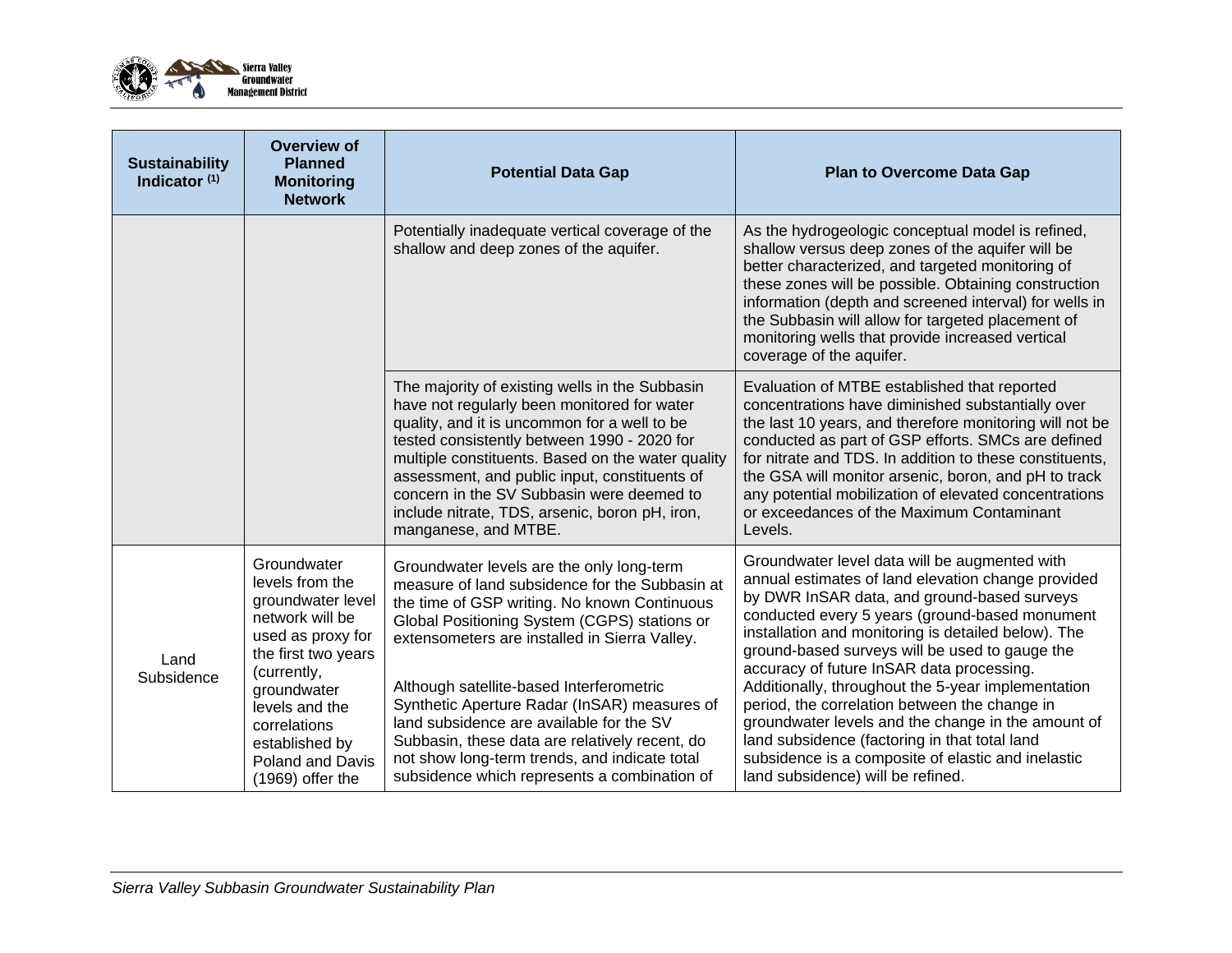| Sustainability Indicator [1] | Overview of Planned Monitoring Network | Potential Data Gap | Plan to Overcome Data Gap |
|---|---|---|---|
| | | Potentially inadequate vertical coverage of the shallow and deep zones of the aquifer. | As the hydrogeologic conceptual model is refined, shallow versus deep zones of the aquifer will be better characterized, and targeted monitoring of these zones will be possible. Obtaining construction information (depth and screened interval) for wells in the Subbasin will allow for targeted placement of monitoring wells that provide increased vertical coverage of the aquifer. |
| | | The majority of existing wells in the Subbasin have not regularly been monitored for water quality, and it is uncommon for a well to be tested consistently between 1990 - 2020 for multiple constituents. Based on the water quality assessment, and public input, constituents of concern in the SV Subbasin were deemed to include nitrate, TDS, arsenic, boron pH, iron, manganese, and MTBE. | Evaluation of MTBE established that reported concentrations have diminished substantially over the last 10 years, and therefore monitoring will not be conducted as part of GSP efforts. SMCs are defined for nitrate and TDS. In addition to these constituents, the GSA will monitor arsenic, boron, and pH to track any potential mobilization of elevated concentrations or exceedances of the Maximum Contaminant Levels. |
| Land Subsidence | Groundwater levels from the groundwater level network will be used as proxy for the first two years (currently, groundwater levels and the correlations established by Poland and Davis (1969) offer the | Groundwater levels are the only long-term measure of land subsidence for the Subbasin at the time of GSP writing. No known Continuous Global Positioning System (CGPS) stations or extensometers are installed in Sierra Valley.<br><br>Although satellite-based Interferometric Synthetic Aperture Radar (InSAR) measures of land subsidence are available for the SV Subbasin, these data are relatively recent, do not show long-term trends, and indicate total subsidence which represents a combination of | Groundwater level data will be augmented with annual estimates of land elevation change provided by DWR InSAR data, and ground-based surveys conducted every 5 years (ground-based monument installation and monitoring is detailed below). The ground-based surveys will be used to gauge the accuracy of future InSAR data processing. Additionally, throughout the 5-year implementation period, the correlation between the change in groundwater levels and the change in the amount of land subsidence (factoring in that total land subsidence is a composite of elastic and inelastic land subsidence) will be refined. |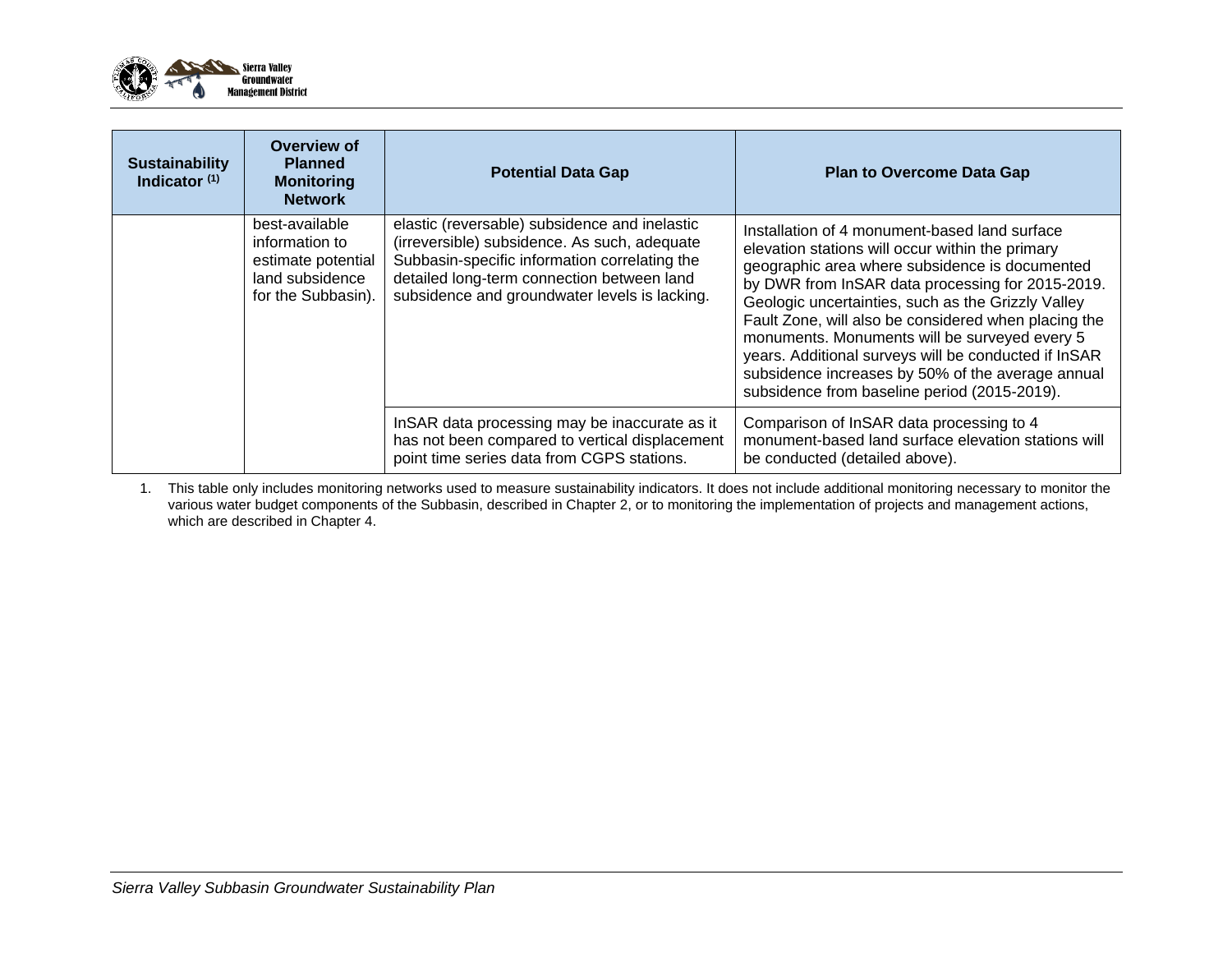| Sustainability Indicator [1] | Overview of Planned Monitoring Network | Potential Data Gap | Plan to Overcome Data Gap |
|---|---|---|---|
| | best-available information to estimate potential land subsidence for the Subbasin). | elastic (reversable) subsidence and inelastic (irreversible) subsidence. As such, adequate Subbasin-specific information correlating the detailed long-term connection between land subsidence and groundwater levels is lacking. | Installation of 4 monument-based land surface elevation stations will occur within the primary geographic area where subsidence is documented by DWR from InSAR data processing for 2015-2019. Geologic uncertainties, such as the Grizzly Valley Fault Zone, will also be considered when placing the monuments. Monuments will be surveyed every 5 years. Additional surveys will be conducted if InSAR subsidence increases by 50% of the average annual subsidence from baseline period (2015-2019). |
| | | InSAR data processing may be inaccurate as it has not been compared to vertical displacement point time series data from CGPS stations. | Comparison of InSAR data processing to 4 monument-based land surface elevation stations will be conducted (detailed above). |

1. This table only includes monitoring networks used to measure sustainability indicators. It does not include additional monitoring necessary to monitor the various water budget components of the Subbasin, described in Chapter 2, or to monitoring the implementation of projects and management actions, which are described in Chapter 4.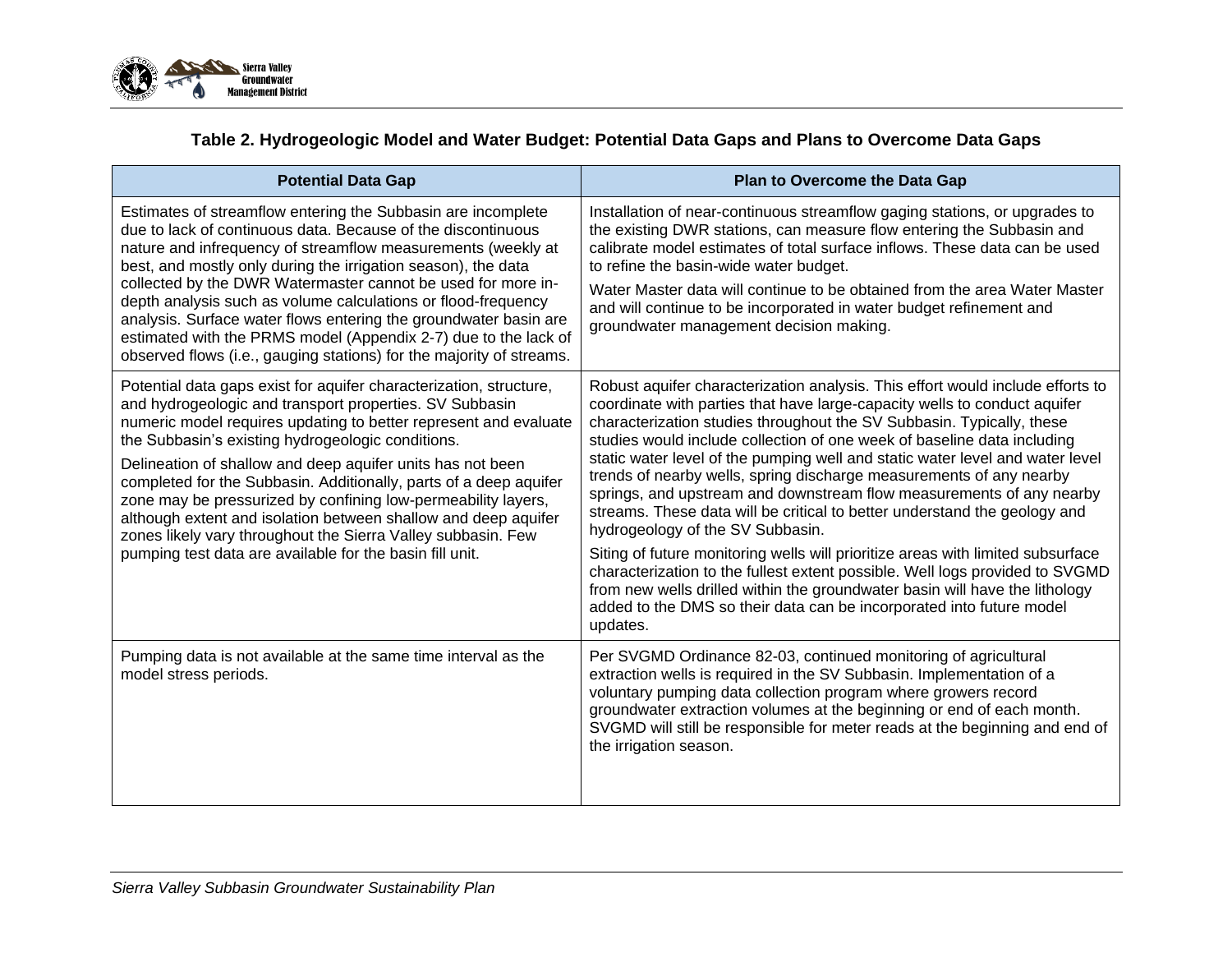**Table 2. Hydrogeologic Model and Water Budget: Potential Data Gaps and Plans to Overcome Data Gaps**

| Potential Data Gap | Plan to Overcome the Data Gap |
|---|---|
| Estimates of streamflow entering the Subbasin are incomplete due to lack of continuous data. Because of the discontinuous nature and infrequency of streamflow measurements (weekly at best, and mostly only during the irrigation season), the data collected by the DWR Watermaster cannot be used for more in-depth analysis such as volume calculations or flood-frequency analysis. Surface water flows entering the groundwater basin are estimated with the PRMS model (Appendix 2-7) due to the lack of observed flows (i.e., gauging stations) for the majority of streams. | Installation of near-continuous streamflow gaging stations, or upgrades to the existing DWR stations, can measure flow entering the Subbasin and calibrate model estimates of total surface inflows. These data can be used to refine the basin-wide water budget.<br><br>Water Master data will continue to be obtained from the area Water Master and will continue to be incorporated in water budget refinement and groundwater management decision making. |
| Potential data gaps exist for aquifer characterization, structure, and hydrogeologic and transport properties. SV Subbasin numeric model requires updating to better represent and evaluate the Subbasin's existing hydrogeologic conditions.<br><br>Delineation of shallow and deep aquifer units has not been completed for the Subbasin. Additionally, parts of a deep aquifer zone may be pressurized by confining low-permeability layers, although extent and isolation between shallow and deep aquifer zones likely vary throughout the Sierra Valley subbasin. Few pumping test data are available for the basin fill unit. | Robust aquifer characterization analysis. This effort would include efforts to coordinate with parties that have large-capacity wells to conduct aquifer characterization studies throughout the SV Subbasin. Typically, these studies would include collection of one week of baseline data including static water level of the pumping well and static water level and water level trends of nearby wells, spring discharge measurements of any nearby springs, and upstream and downstream flow measurements of any nearby streams. These data will be critical to better understand the geology and hydrogeology of the SV Subbasin.<br><br>Siting of future monitoring wells will prioritize areas with limited subsurface characterization to the fullest extent possible. Well logs provided to SVGMD from new wells drilled within the groundwater basin will have the lithology added to the DMS so their data can be incorporated into future model updates. |
| Pumping data is not available at the same time interval as the model stress periods. | Per SVGMD Ordinance 82-03, continued monitoring of agricultural extraction wells is required in the SV Subbasin. Implementation of a voluntary pumping data collection program where growers record groundwater extraction volumes at the beginning or end of each month. SVGMD will still be responsible for meter reads at the beginning and end of the irrigation season. |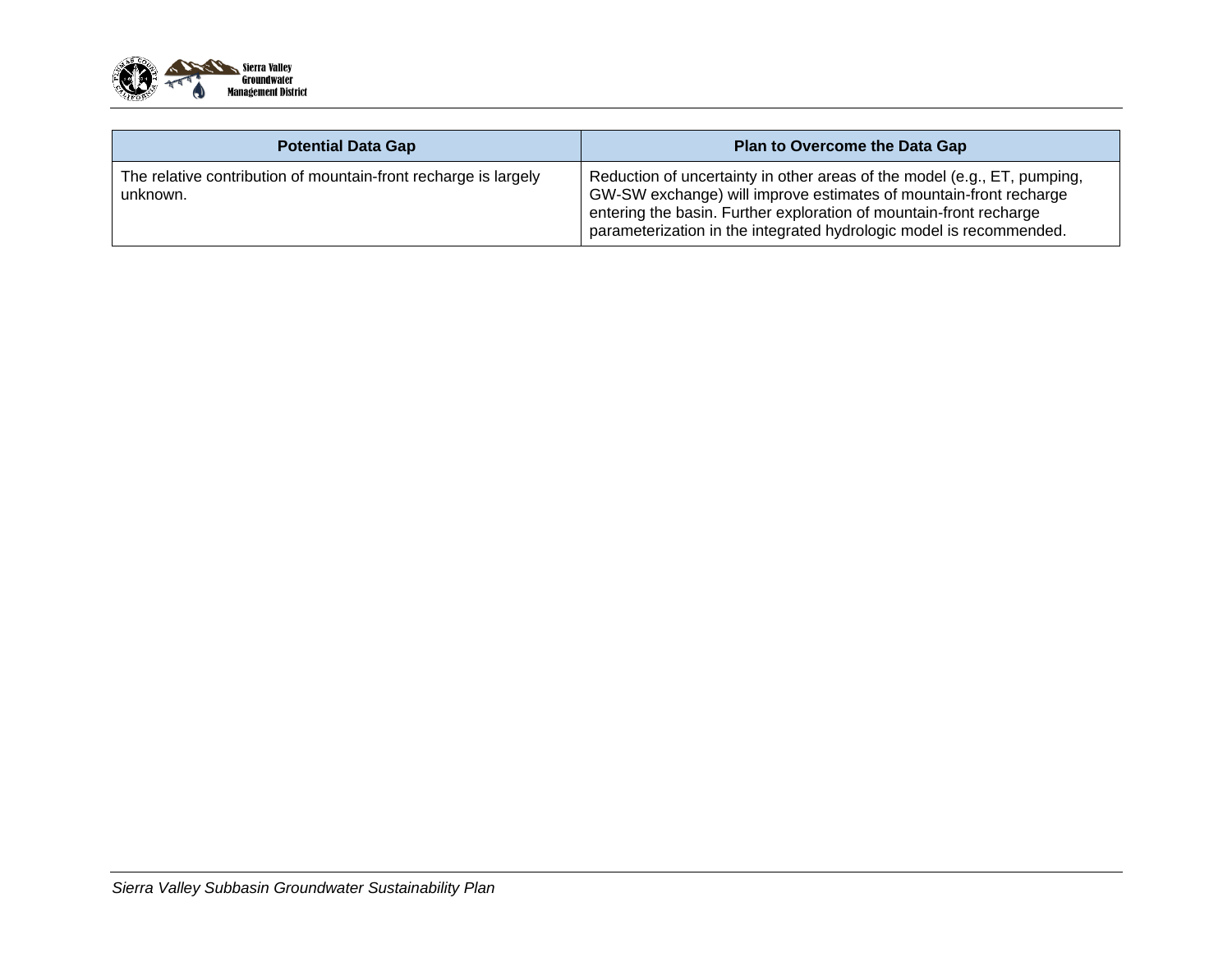| Potential Data Gap | Plan to Overcome the Data Gap |
| --- | --- |
| The relative contribution of mountain-front recharge is largely unknown. | Reduction of uncertainty in other areas of the model (e.g., ET, pumping, GW-SW exchange) will improve estimates of mountain-front recharge entering the basin. Further exploration of mountain-front recharge parameterization in the integrated hydrologic model is recommended. |